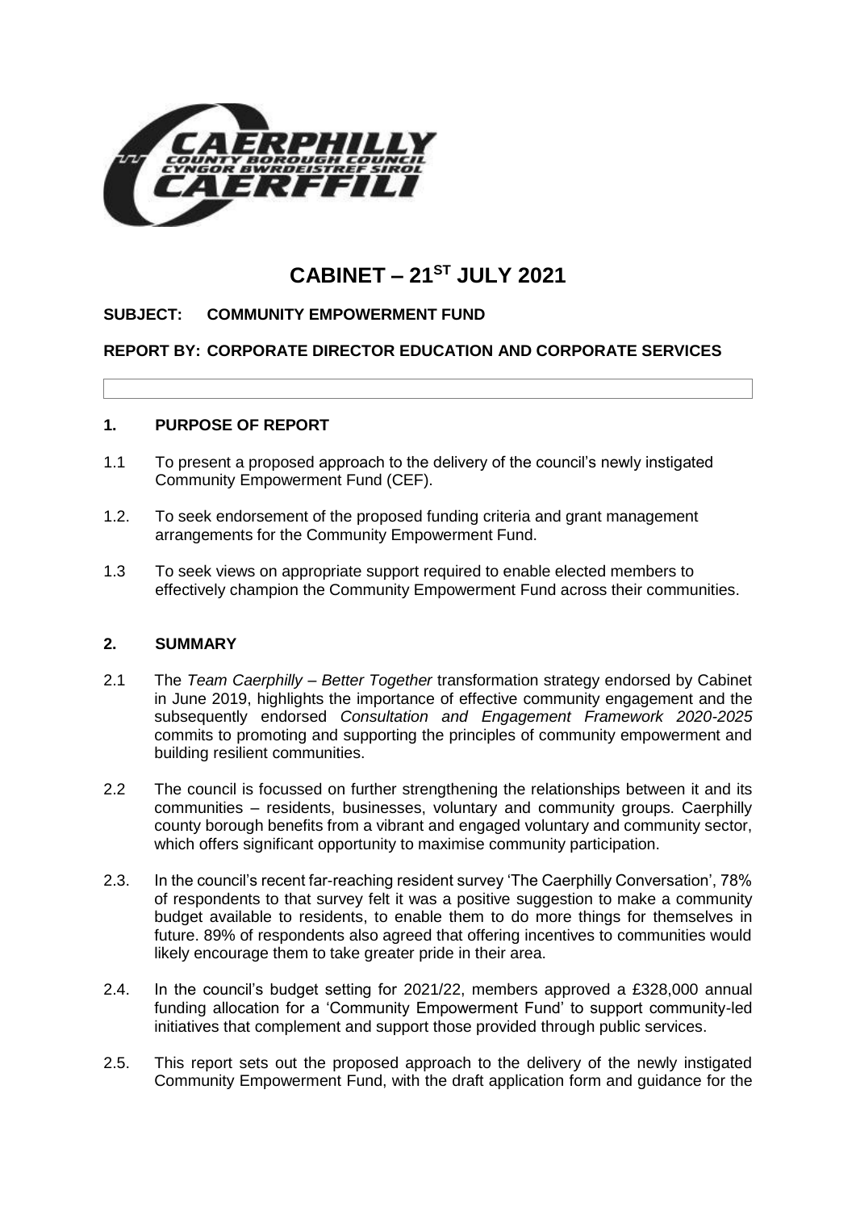# CABINET – 21[ST] JULY 2021

**SUBJECT: COMMUNITY EMPOWERMENT FUND**

**REPORT BY: CORPORATE DIRECTOR EDUCATION AND CORPORATE SERVICES**

## 1. PURPOSE OF REPORT

1.1 To present a proposed approach to the delivery of the council's newly instigated Community Empowerment Fund (CEF).

1.2. To seek endorsement of the proposed funding criteria and grant management arrangements for the Community Empowerment Fund.

1.3 To seek views on appropriate support required to enable elected members to effectively champion the Community Empowerment Fund across their communities.

## 2. SUMMARY

2.1 The *Team Caerphilly – Better Together* transformation strategy endorsed by Cabinet in June 2019, highlights the importance of effective community engagement and the subsequently endorsed *Consultation and Engagement Framework 2020-2025* commits to promoting and supporting the principles of community empowerment and building resilient communities.

2.2 The council is focussed on further strengthening the relationships between it and its communities – residents, businesses, voluntary and community groups. Caerphilly county borough benefits from a vibrant and engaged voluntary and community sector, which offers significant opportunity to maximise community participation.

2.3. In the council's recent far-reaching resident survey 'The Caerphilly Conversation', 78% of respondents to that survey felt it was a positive suggestion to make a community budget available to residents, to enable them to do more things for themselves in future. 89% of respondents also agreed that offering incentives to communities would likely encourage them to take greater pride in their area.

2.4. In the council's budget setting for 2021/22, members approved a £328,000 annual funding allocation for a 'Community Empowerment Fund' to support community-led initiatives that complement and support those provided through public services.

2.5. This report sets out the proposed approach to the delivery of the newly instigated Community Empowerment Fund, with the draft application form and guidance for the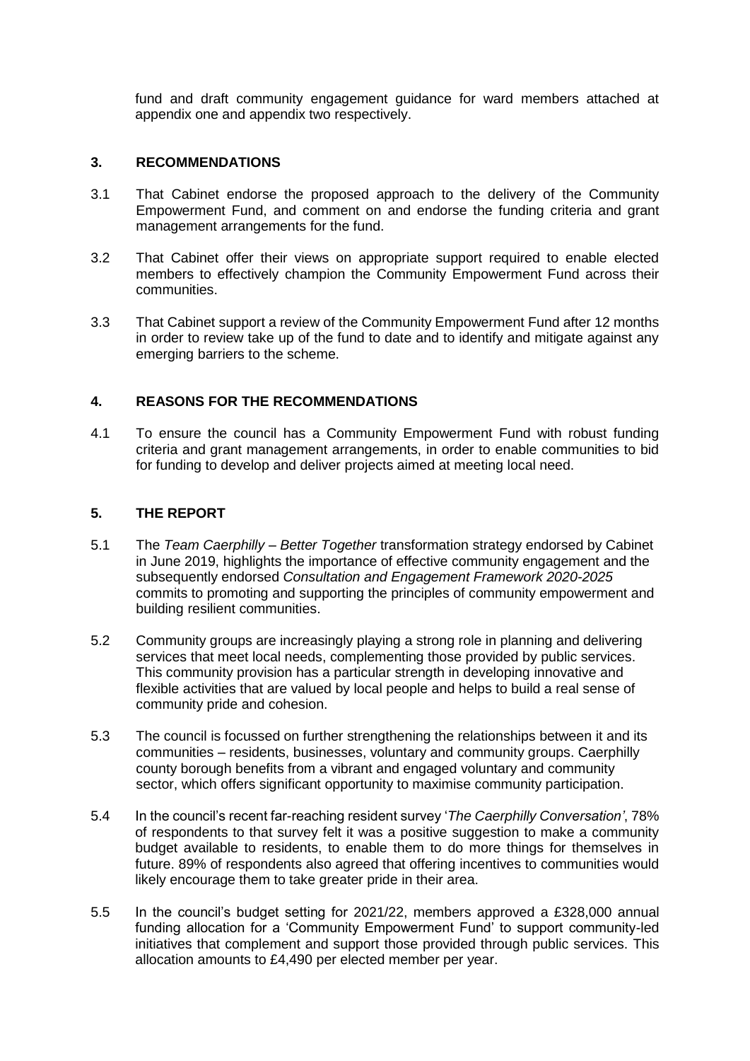fund and draft community engagement guidance for ward members attached at appendix one and appendix two respectively.

## 3. RECOMMENDATIONS

3.1 That Cabinet endorse the proposed approach to the delivery of the Community Empowerment Fund, and comment on and endorse the funding criteria and grant management arrangements for the fund.

3.2 That Cabinet offer their views on appropriate support required to enable elected members to effectively champion the Community Empowerment Fund across their communities.

3.3 That Cabinet support a review of the Community Empowerment Fund after 12 months in order to review take up of the fund to date and to identify and mitigate against any emerging barriers to the scheme.

## 4. REASONS FOR THE RECOMMENDATIONS

4.1 To ensure the council has a Community Empowerment Fund with robust funding criteria and grant management arrangements, in order to enable communities to bid for funding to develop and deliver projects aimed at meeting local need.

## 5. THE REPORT

5.1 The *Team Caerphilly – Better Together* transformation strategy endorsed by Cabinet in June 2019, highlights the importance of effective community engagement and the subsequently endorsed *Consultation and Engagement Framework 2020-2025* commits to promoting and supporting the principles of community empowerment and building resilient communities.

5.2 Community groups are increasingly playing a strong role in planning and delivering services that meet local needs, complementing those provided by public services. This community provision has a particular strength in developing innovative and flexible activities that are valued by local people and helps to build a real sense of community pride and cohesion.

5.3 The council is focussed on further strengthening the relationships between it and its communities – residents, businesses, voluntary and community groups. Caerphilly county borough benefits from a vibrant and engaged voluntary and community sector, which offers significant opportunity to maximise community participation.

5.4 In the council's recent far-reaching resident survey '*The Caerphilly Conversation'*, 78% of respondents to that survey felt it was a positive suggestion to make a community budget available to residents, to enable them to do more things for themselves in future. 89% of respondents also agreed that offering incentives to communities would likely encourage them to take greater pride in their area.

5.5 In the council's budget setting for 2021/22, members approved a £328,000 annual funding allocation for a 'Community Empowerment Fund' to support community-led initiatives that complement and support those provided through public services. This allocation amounts to £4,490 per elected member per year.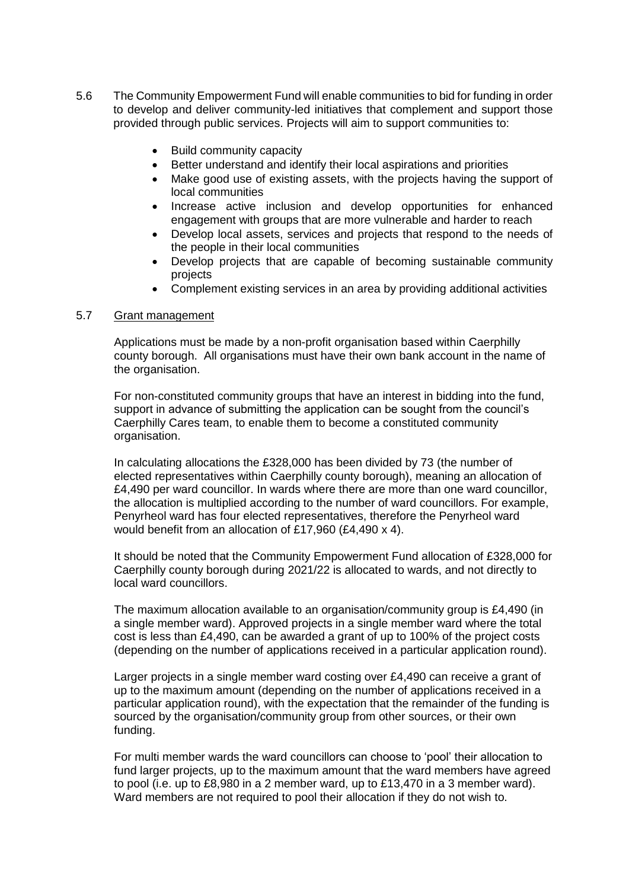5.6 The Community Empowerment Fund will enable communities to bid for funding in order to develop and deliver community-led initiatives that complement and support those provided through public services. Projects will aim to support communities to:

- Build community capacity
- Better understand and identify their local aspirations and priorities
- Make good use of existing assets, with the projects having the support of local communities
- Increase active inclusion and develop opportunities for enhanced engagement with groups that are more vulnerable and harder to reach
- Develop local assets, services and projects that respond to the needs of the people in their local communities
- Develop projects that are capable of becoming sustainable community projects
- Complement existing services in an area by providing additional activities

5.7 Grant management

Applications must be made by a non-profit organisation based within Caerphilly county borough. All organisations must have their own bank account in the name of the organisation.

For non-constituted community groups that have an interest in bidding into the fund, support in advance of submitting the application can be sought from the council's Caerphilly Cares team, to enable them to become a constituted community organisation.

In calculating allocations the £328,000 has been divided by 73 (the number of elected representatives within Caerphilly county borough), meaning an allocation of £4,490 per ward councillor. In wards where there are more than one ward councillor, the allocation is multiplied according to the number of ward councillors. For example, Penyrheol ward has four elected representatives, therefore the Penyrheol ward would benefit from an allocation of £17,960 (£4,490 x 4).

It should be noted that the Community Empowerment Fund allocation of £328,000 for Caerphilly county borough during 2021/22 is allocated to wards, and not directly to local ward councillors.

The maximum allocation available to an organisation/community group is £4,490 (in a single member ward). Approved projects in a single member ward where the total cost is less than £4,490, can be awarded a grant of up to 100% of the project costs (depending on the number of applications received in a particular application round).

Larger projects in a single member ward costing over £4,490 can receive a grant of up to the maximum amount (depending on the number of applications received in a particular application round), with the expectation that the remainder of the funding is sourced by the organisation/community group from other sources, or their own funding.

For multi member wards the ward councillors can choose to 'pool' their allocation to fund larger projects, up to the maximum amount that the ward members have agreed to pool (i.e. up to £8,980 in a 2 member ward, up to £13,470 in a 3 member ward). Ward members are not required to pool their allocation if they do not wish to.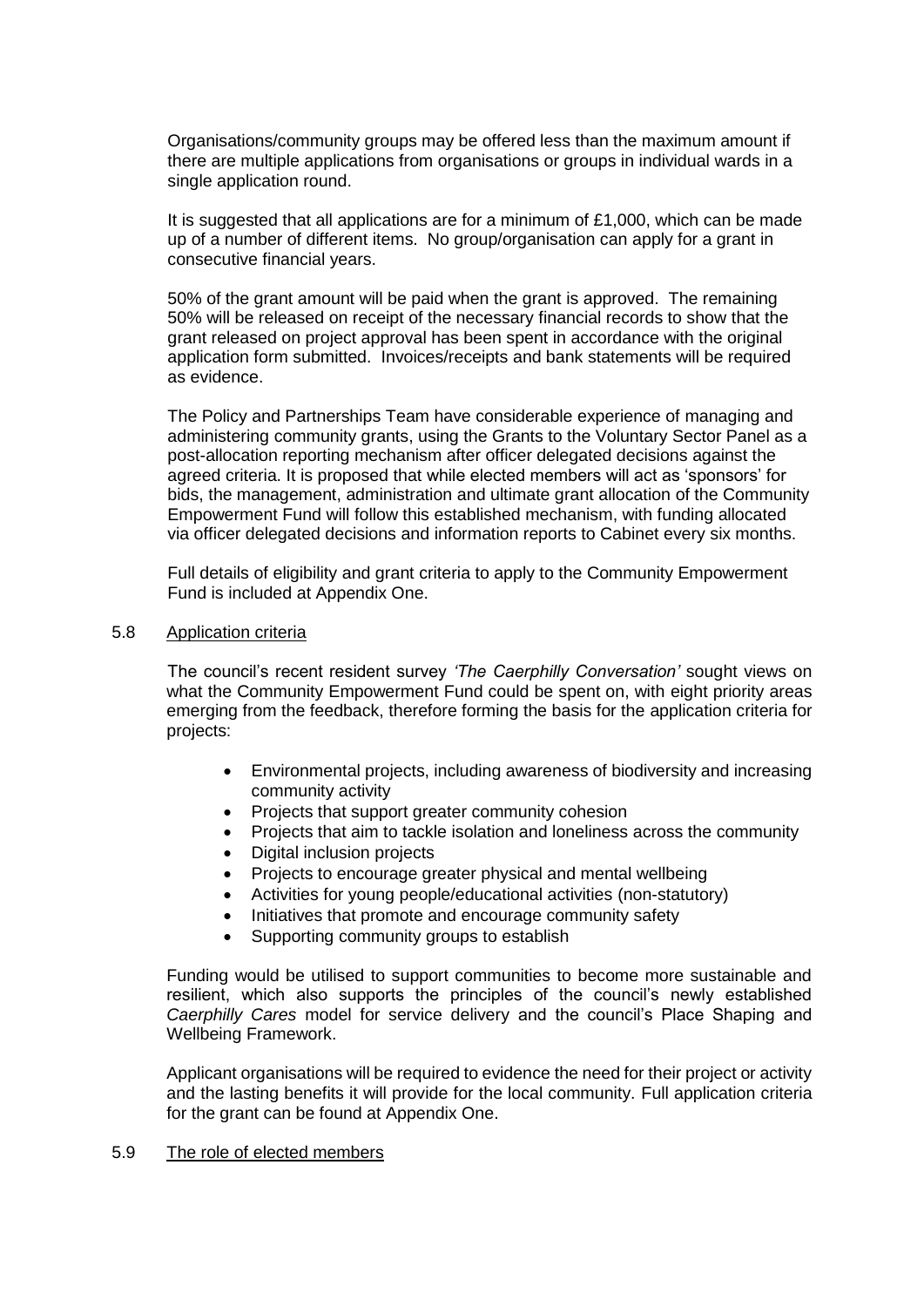Organisations/community groups may be offered less than the maximum amount if there are multiple applications from organisations or groups in individual wards in a single application round.

It is suggested that all applications are for a minimum of £1,000, which can be made up of a number of different items. No group/organisation can apply for a grant in consecutive financial years.

50% of the grant amount will be paid when the grant is approved. The remaining 50% will be released on receipt of the necessary financial records to show that the grant released on project approval has been spent in accordance with the original application form submitted. Invoices/receipts and bank statements will be required as evidence.

The Policy and Partnerships Team have considerable experience of managing and administering community grants, using the Grants to the Voluntary Sector Panel as a post-allocation reporting mechanism after officer delegated decisions against the agreed criteria. It is proposed that while elected members will act as 'sponsors' for bids, the management, administration and ultimate grant allocation of the Community Empowerment Fund will follow this established mechanism, with funding allocated via officer delegated decisions and information reports to Cabinet every six months.

Full details of eligibility and grant criteria to apply to the Community Empowerment Fund is included at Appendix One.

5.8 Application criteria

The council's recent resident survey *'The Caerphilly Conversation'* sought views on what the Community Empowerment Fund could be spent on, with eight priority areas emerging from the feedback, therefore forming the basis for the application criteria for projects:

- Environmental projects, including awareness of biodiversity and increasing community activity
- Projects that support greater community cohesion
- Projects that aim to tackle isolation and loneliness across the community
- Digital inclusion projects
- Projects to encourage greater physical and mental wellbeing
- Activities for young people/educational activities (non-statutory)
- Initiatives that promote and encourage community safety
- Supporting community groups to establish

Funding would be utilised to support communities to become more sustainable and resilient, which also supports the principles of the council's newly established *Caerphilly Cares* model for service delivery and the council's Place Shaping and Wellbeing Framework.

Applicant organisations will be required to evidence the need for their project or activity and the lasting benefits it will provide for the local community. Full application criteria for the grant can be found at Appendix One.

5.9 The role of elected members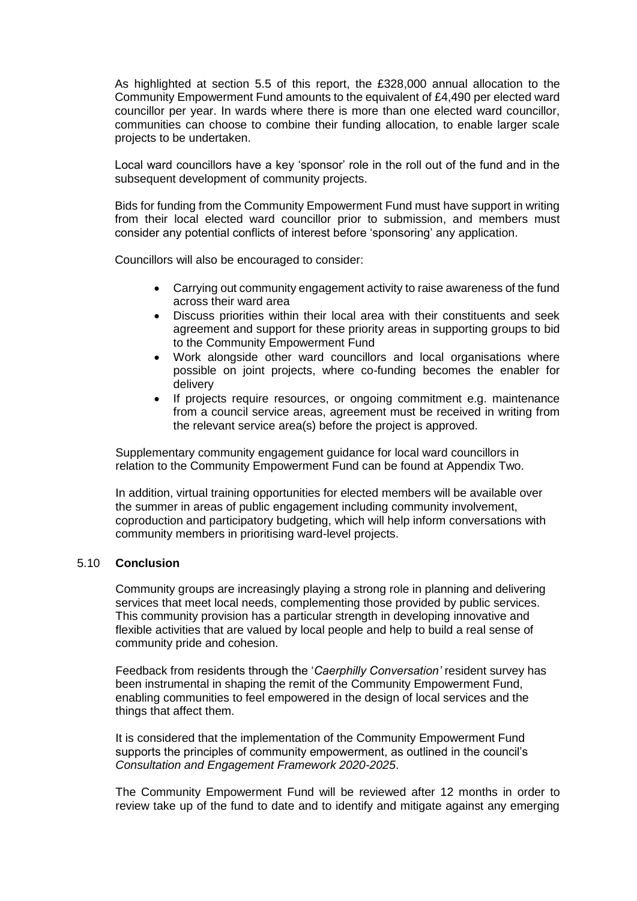As highlighted at section 5.5 of this report, the £328,000 annual allocation to the Community Empowerment Fund amounts to the equivalent of £4,490 per elected ward councillor per year. In wards where there is more than one elected ward councillor, communities can choose to combine their funding allocation, to enable larger scale projects to be undertaken.

Local ward councillors have a key 'sponsor' role in the roll out of the fund and in the subsequent development of community projects.

Bids for funding from the Community Empowerment Fund must have support in writing from their local elected ward councillor prior to submission, and members must consider any potential conflicts of interest before 'sponsoring' any application.

Councillors will also be encouraged to consider:

- Carrying out community engagement activity to raise awareness of the fund across their ward area
- Discuss priorities within their local area with their constituents and seek agreement and support for these priority areas in supporting groups to bid to the Community Empowerment Fund
- Work alongside other ward councillors and local organisations where possible on joint projects, where co-funding becomes the enabler for delivery
- If projects require resources, or ongoing commitment e.g. maintenance from a council service areas, agreement must be received in writing from the relevant service area(s) before the project is approved.

Supplementary community engagement guidance for local ward councillors in relation to the Community Empowerment Fund can be found at Appendix Two.

In addition, virtual training opportunities for elected members will be available over the summer in areas of public engagement including community involvement, coproduction and participatory budgeting, which will help inform conversations with community members in prioritising ward-level projects.

## 5.10 **Conclusion**

Community groups are increasingly playing a strong role in planning and delivering services that meet local needs, complementing those provided by public services. This community provision has a particular strength in developing innovative and flexible activities that are valued by local people and help to build a real sense of community pride and cohesion.

Feedback from residents through the '*Caerphilly Conversation'* resident survey has been instrumental in shaping the remit of the Community Empowerment Fund, enabling communities to feel empowered in the design of local services and the things that affect them.

It is considered that the implementation of the Community Empowerment Fund supports the principles of community empowerment, as outlined in the council's *Consultation and Engagement Framework 2020-2025*.

The Community Empowerment Fund will be reviewed after 12 months in order to review take up of the fund to date and to identify and mitigate against any emerging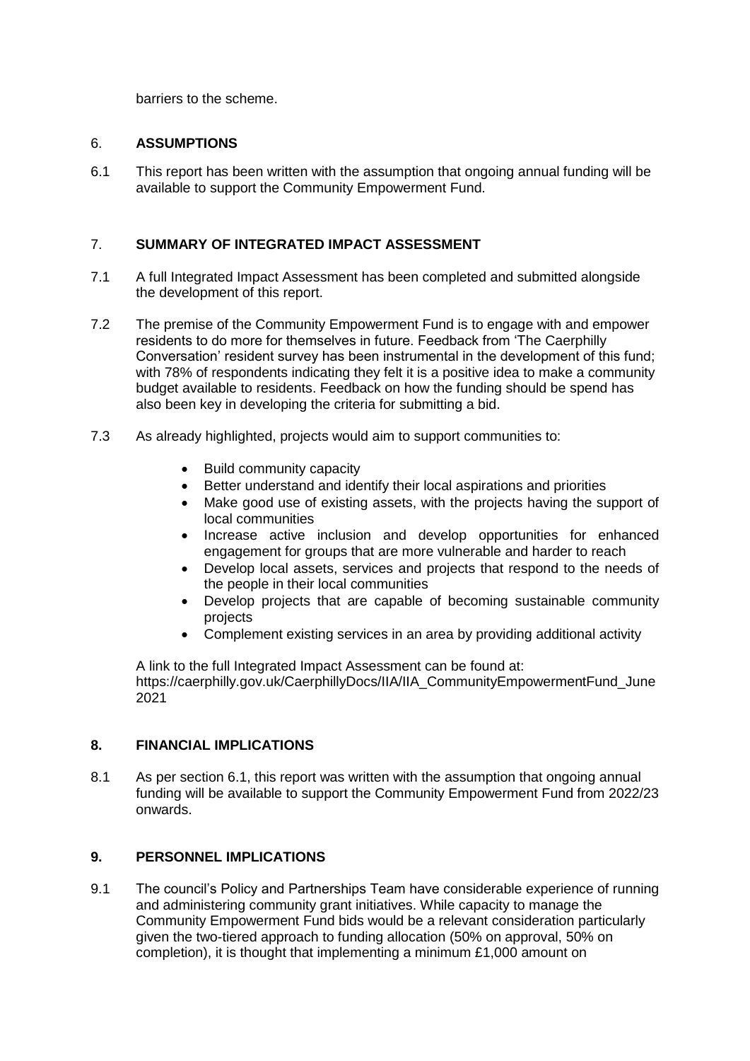barriers to the scheme.

## 6. ASSUMPTIONS

6.1 This report has been written with the assumption that ongoing annual funding will be available to support the Community Empowerment Fund.

## 7. SUMMARY OF INTEGRATED IMPACT ASSESSMENT

7.1 A full Integrated Impact Assessment has been completed and submitted alongside the development of this report.

7.2 The premise of the Community Empowerment Fund is to engage with and empower residents to do more for themselves in future. Feedback from 'The Caerphilly Conversation' resident survey has been instrumental in the development of this fund; with 78% of respondents indicating they felt it is a positive idea to make a community budget available to residents. Feedback on how the funding should be spend has also been key in developing the criteria for submitting a bid.

7.3 As already highlighted, projects would aim to support communities to:

- Build community capacity
- Better understand and identify their local aspirations and priorities
- Make good use of existing assets, with the projects having the support of local communities
- Increase active inclusion and develop opportunities for enhanced engagement for groups that are more vulnerable and harder to reach
- Develop local assets, services and projects that respond to the needs of the people in their local communities
- Develop projects that are capable of becoming sustainable community projects
- Complement existing services in an area by providing additional activity

A link to the full Integrated Impact Assessment can be found at: https://caerphilly.gov.uk/CaerphillyDocs/IIA/IIA_CommunityEmpowermentFund_June 2021

## 8. FINANCIAL IMPLICATIONS

8.1 As per section 6.1, this report was written with the assumption that ongoing annual funding will be available to support the Community Empowerment Fund from 2022/23 onwards.

## 9. PERSONNEL IMPLICATIONS

9.1 The council's Policy and Partnerships Team have considerable experience of running and administering community grant initiatives. While capacity to manage the Community Empowerment Fund bids would be a relevant consideration particularly given the two-tiered approach to funding allocation (50% on approval, 50% on completion), it is thought that implementing a minimum £1,000 amount on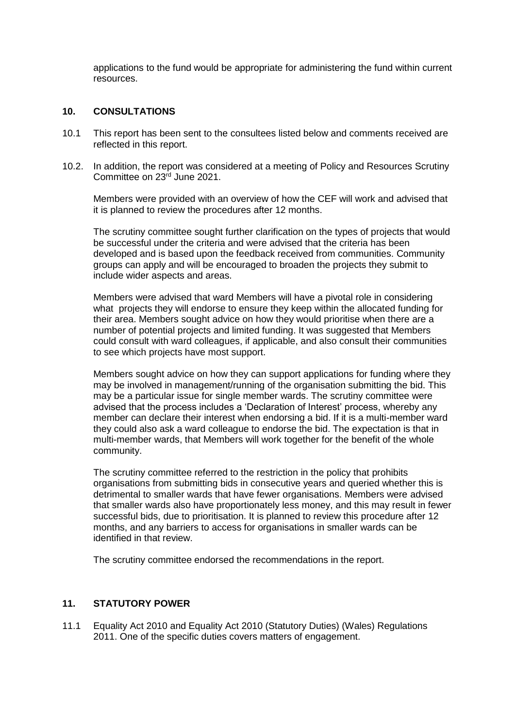applications to the fund would be appropriate for administering the fund within current resources.

## 10. CONSULTATIONS

10.1 This report has been sent to the consultees listed below and comments received are reflected in this report.

10.2. In addition, the report was considered at a meeting of Policy and Resources Scrutiny Committee on 23rd June 2021.

Members were provided with an overview of how the CEF will work and advised that it is planned to review the procedures after 12 months.

The scrutiny committee sought further clarification on the types of projects that would be successful under the criteria and were advised that the criteria has been developed and is based upon the feedback received from communities. Community groups can apply and will be encouraged to broaden the projects they submit to include wider aspects and areas.

Members were advised that ward Members will have a pivotal role in considering what projects they will endorse to ensure they keep within the allocated funding for their area. Members sought advice on how they would prioritise when there are a number of potential projects and limited funding. It was suggested that Members could consult with ward colleagues, if applicable, and also consult their communities to see which projects have most support.

Members sought advice on how they can support applications for funding where they may be involved in management/running of the organisation submitting the bid. This may be a particular issue for single member wards. The scrutiny committee were advised that the process includes a 'Declaration of Interest' process, whereby any member can declare their interest when endorsing a bid. If it is a multi-member ward they could also ask a ward colleague to endorse the bid. The expectation is that in multi-member wards, that Members will work together for the benefit of the whole community.

The scrutiny committee referred to the restriction in the policy that prohibits organisations from submitting bids in consecutive years and queried whether this is detrimental to smaller wards that have fewer organisations. Members were advised that smaller wards also have proportionately less money, and this may result in fewer successful bids, due to prioritisation. It is planned to review this procedure after 12 months, and any barriers to access for organisations in smaller wards can be identified in that review.

The scrutiny committee endorsed the recommendations in the report.

## 11. STATUTORY POWER

11.1 Equality Act 2010 and Equality Act 2010 (Statutory Duties) (Wales) Regulations 2011. One of the specific duties covers matters of engagement.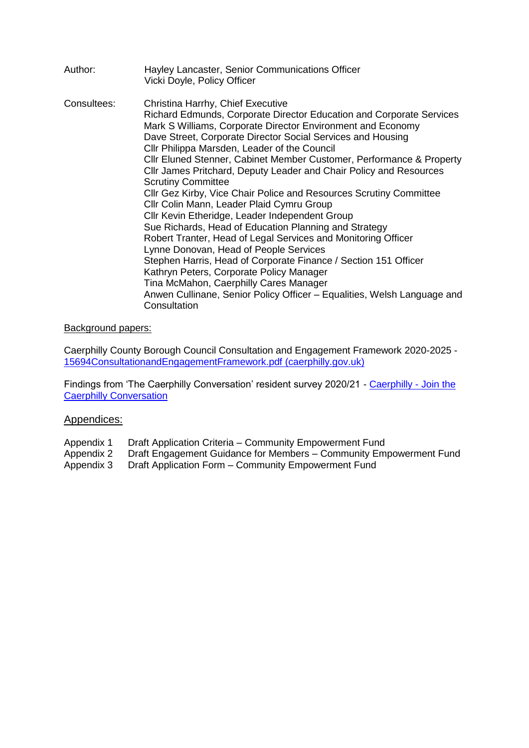Author: Hayley Lancaster, Senior Communications Officer
Vicki Doyle, Policy Officer

Consultees: Christina Harrhy, Chief Executive
Richard Edmunds, Corporate Director Education and Corporate Services
Mark S Williams, Corporate Director Environment and Economy
Dave Street, Corporate Director Social Services and Housing
Cllr Philippa Marsden, Leader of the Council
Cllr Eluned Stenner, Cabinet Member Customer, Performance & Property
Cllr James Pritchard, Deputy Leader and Chair Policy and Resources Scrutiny Committee
Cllr Gez Kirby, Vice Chair Police and Resources Scrutiny Committee
Cllr Colin Mann, Leader Plaid Cymru Group
Cllr Kevin Etheridge, Leader Independent Group
Sue Richards, Head of Education Planning and Strategy
Robert Tranter, Head of Legal Services and Monitoring Officer
Lynne Donovan, Head of People Services
Stephen Harris, Head of Corporate Finance / Section 151 Officer
Kathryn Peters, Corporate Policy Manager
Tina McMahon, Caerphilly Cares Manager
Anwen Cullinane, Senior Policy Officer – Equalities, Welsh Language and Consultation

Background papers:

Caerphilly County Borough Council Consultation and Engagement Framework 2020-2025 - 15694ConsultationandEngagementFramework.pdf (caerphilly.gov.uk)

Findings from 'The Caerphilly Conversation' resident survey 2020/21 - Caerphilly - Join the Caerphilly Conversation

Appendices:

Appendix 1 Draft Application Criteria – Community Empowerment Fund
Appendix 2 Draft Engagement Guidance for Members – Community Empowerment Fund
Appendix 3 Draft Application Form – Community Empowerment Fund